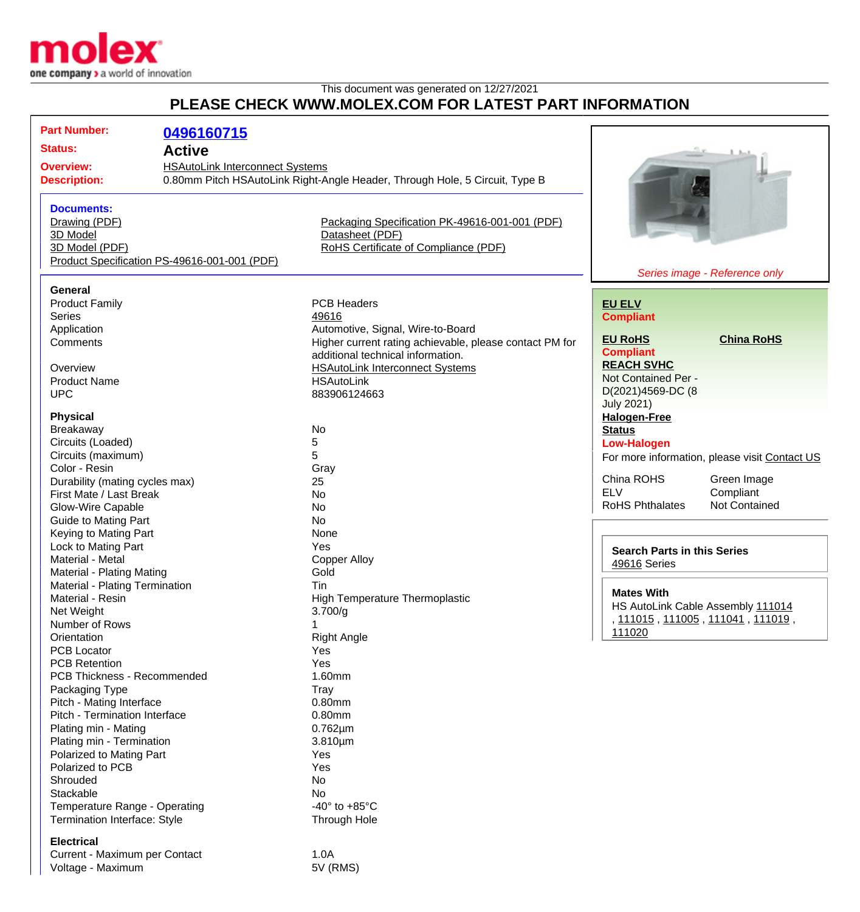molex
one company > a world of innovation

This document was generated on 12/27/2021

# PLEASE CHECK WWW.MOLEX.COM FOR LATEST PART INFORMATION

**Part Number:** 0496160715
**Status:** Active
**Overview:** HSAutoLink Interconnect Systems
**Description:** 0.80mm Pitch HSAutoLink Right-Angle Header, Through Hole, 5 Circuit, Type B

### Documents:
- Drawing (PDF)
- 3D Model
- 3D Model (PDF)
- Product Specification PS-49616-001-001 (PDF)
- Packaging Specification PK-49616-001-001 (PDF)
- Datasheet (PDF)
- RoHS Certificate of Compliance (PDF)

*Series image - Reference only*

**EU ELV**
**Compliant**

**EU RoHS**
**Compliant**

**China RoHS**

**REACH SVHC**
Not Contained Per - D(2021)4569-DC (8 July 2021)

**Halogen-Free Status**
**Low-Halogen**

For more information, please visit Contact US

| | |
|---|---|
| China ROHS | Green Image |
| ELV | Compliant |
| RoHS Phthalates | Not Contained |

**Search Parts in this Series**
49616 Series

**Mates With**
HS AutoLink Cable Assembly 111014 , 111015 , 111005 , 111041 , 111019 , 111020

### General

| | |
|---|---|
| Product Family | PCB Headers |
| Series | 49616 |
| Application | Automotive, Signal, Wire-to-Board |
| Comments | Higher current rating achievable, please contact PM for additional technical information. |
| Overview | HSAutoLink Interconnect Systems |
| Product Name | HSAutoLink |
| UPC | 883906124663 |

### Physical

| | |
|---|---|
| Breakaway | No |
| Circuits (Loaded) | 5 |
| Circuits (maximum) | 5 |
| Color - Resin | Gray |
| Durability (mating cycles max) | 25 |
| First Mate / Last Break | No |
| Glow-Wire Capable | No |
| Guide to Mating Part | No |
| Keying to Mating Part | None |
| Lock to Mating Part | Yes |
| Material - Metal | Copper Alloy |
| Material - Plating Mating | Gold |
| Material - Plating Termination | Tin |
| Material - Resin | High Temperature Thermoplastic |
| Net Weight | 3.700/g |
| Number of Rows | 1 |
| Orientation | Right Angle |
| PCB Locator | Yes |
| PCB Retention | Yes |
| PCB Thickness - Recommended | 1.60mm |
| Packaging Type | Tray |
| Pitch - Mating Interface | 0.80mm |
| Pitch - Termination Interface | 0.80mm |
| Plating min - Mating | 0.762µm |
| Plating min - Termination | 3.810µm |
| Polarized to Mating Part | Yes |
| Polarized to PCB | Yes |
| Shrouded | No |
| Stackable | No |
| Temperature Range - Operating | -40° to +85°C |
| Termination Interface: Style | Through Hole |

### Electrical

| | |
|---|---|
| Current - Maximum per Contact | 1.0A |
| Voltage - Maximum | 5V (RMS) |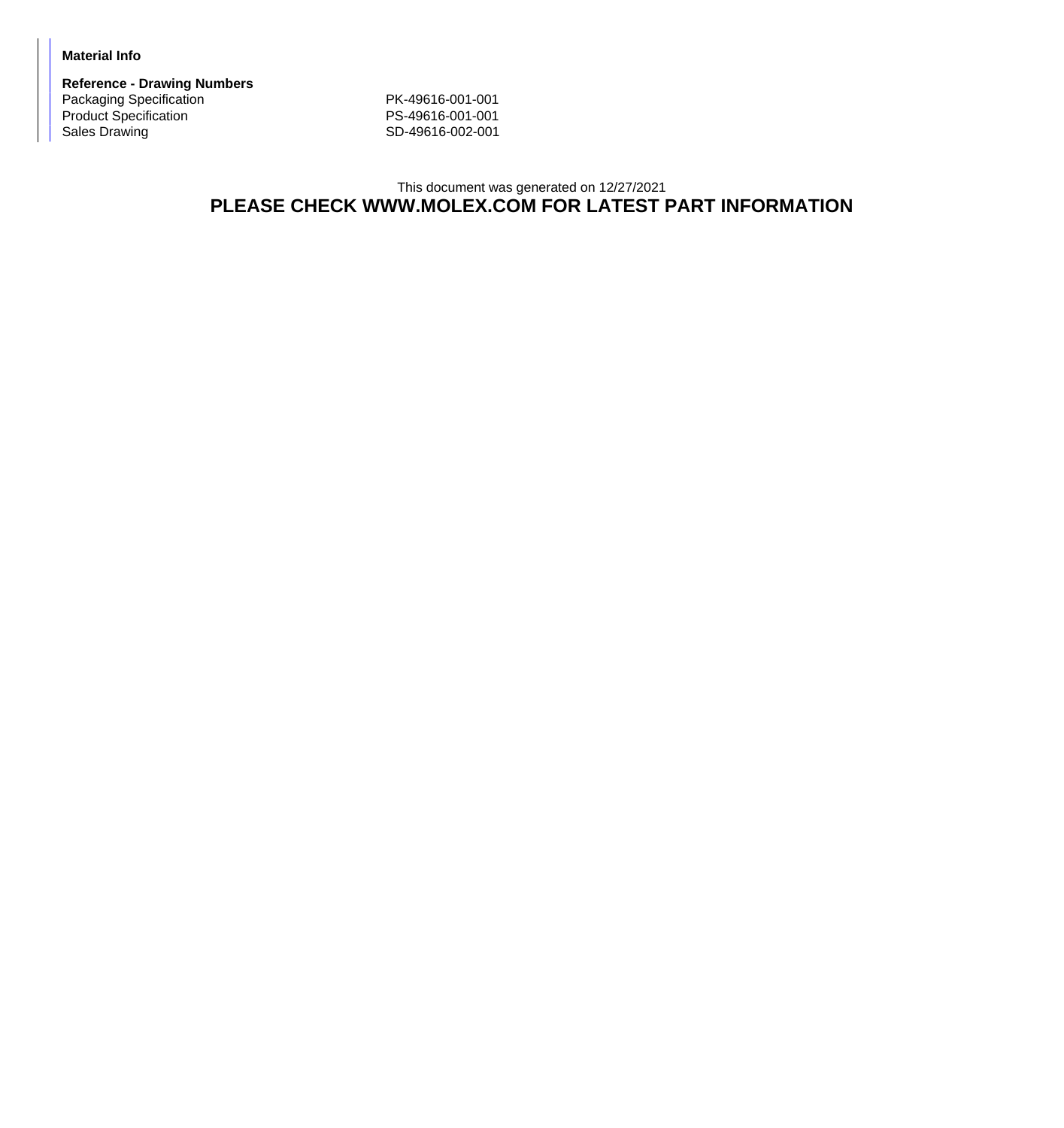**Material Info**

**Reference - Drawing Numbers**

| | |
|---|---|
| Packaging Specification | PK-49616-001-001 |
| Product Specification | PS-49616-001-001 |
| Sales Drawing | SD-49616-002-001 |

This document was generated on 12/27/2021

**PLEASE CHECK WWW.MOLEX.COM FOR LATEST PART INFORMATION**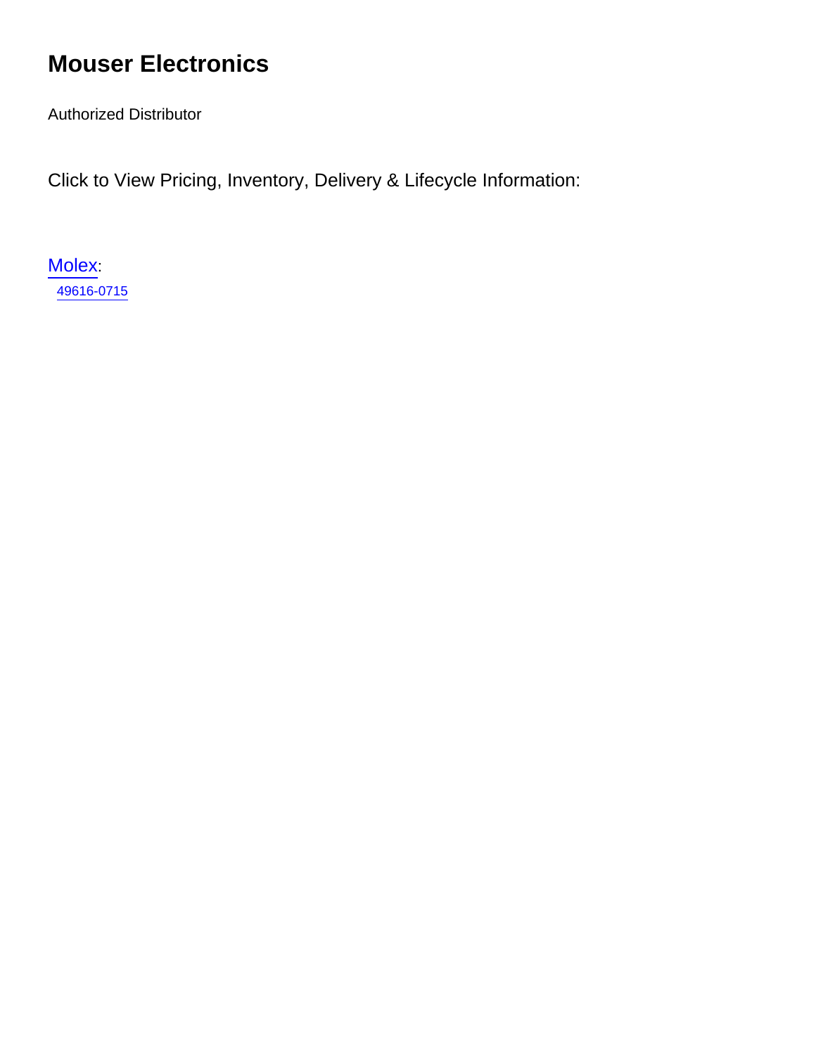# Mouser Electronics

Authorized Distributor

Click to View Pricing, Inventory, Delivery & Lifecycle Information:

Molex:

49616-0715